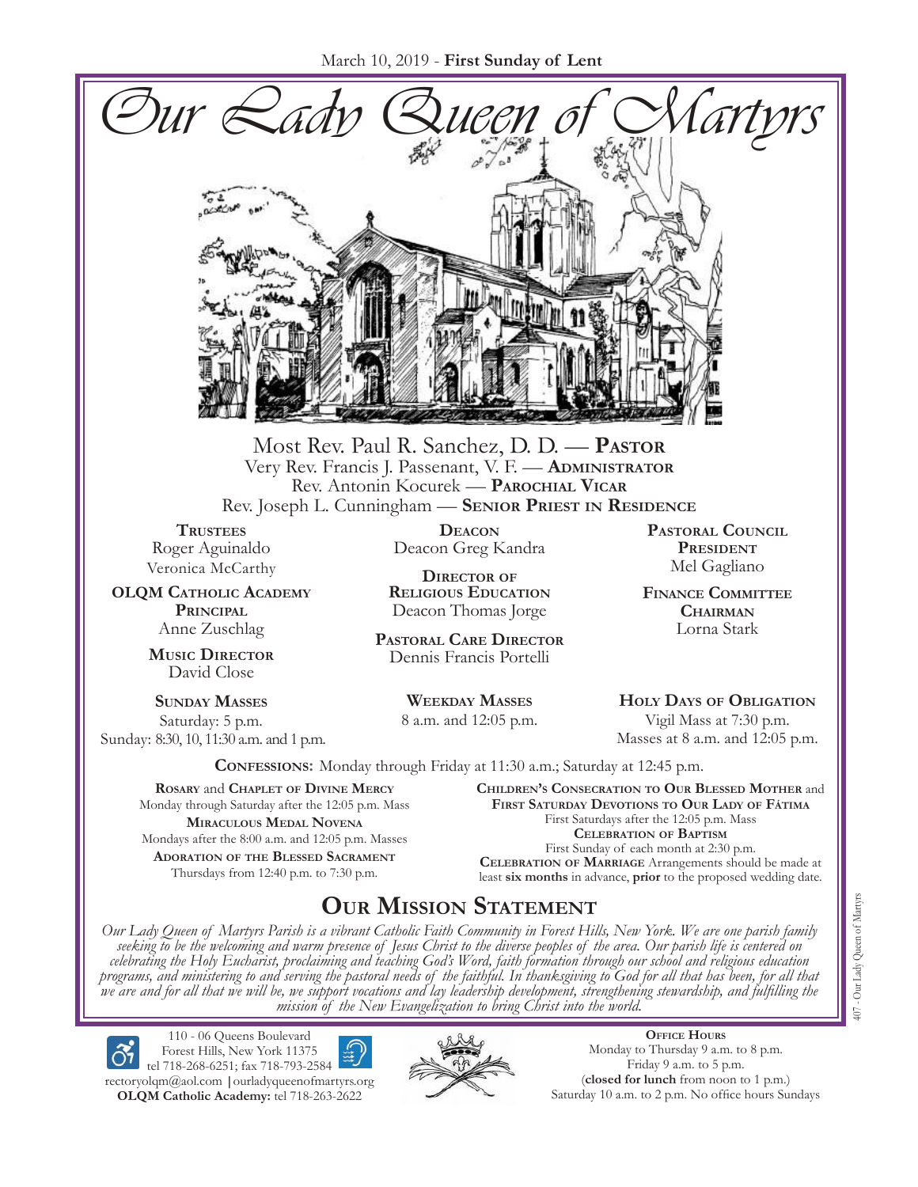March 10, 2019 - **First Sunday of Lent**

# *Our Lady Queen of Martyrs*

Most Rev. Paul R. Sanchez, D. D. — **Pastor**
Very Rev. Francis J. Passenant, V. F. — **Administrator**
Rev. Antonin Kocurek — **Parochial Vicar**
Rev. Joseph L. Cunningham — **Senior Priest in Residence**

**Trustees**
Roger Aguinaldo
Veronica McCarthy

**OLQM Catholic Academy Principal**
Anne Zuschlag

**Music Director**
David Close

**Deacon**
Deacon Greg Kandra

**Director of Religious Education**
Deacon Thomas Jorge

**Pastoral Care Director**
Dennis Francis Portelli

**Pastoral Council President**
Mel Gagliano

**Finance Committee Chairman**
Lorna Stark

**Sunday Masses**
Saturday: 5 p.m.
Sunday: 8:30, 10, 11:30 a.m. and 1 p.m.

**Weekday Masses**
8 a.m. and 12:05 p.m.

**Holy Days of Obligation**
Vigil Mass at 7:30 p.m.
Masses at 8 a.m. and 12:05 p.m.

**Confessions:** Monday through Friday at 11:30 a.m.; Saturday at 12:45 p.m.

**Rosary** and **Chaplet of Divine Mercy**
Monday through Saturday after the 12:05 p.m. Mass

**Miraculous Medal Novena**
Mondays after the 8:00 a.m. and 12:05 p.m. Masses

**Adoration of the Blessed Sacrament**
Thursdays from 12:40 p.m. to 7:30 p.m.

**Children's Consecration to Our Blessed Mother** and **First Saturday Devotions to Our Lady of Fátima**
First Saturdays after the 12:05 p.m. Mass

**Celebration of Baptism**
First Sunday of each month at 2:30 p.m.

**Celebration of Marriage** Arrangements should be made at least **six months** in advance, **prior** to the proposed wedding date.

## Our Mission Statement

*Our Lady Queen of Martyrs Parish is a vibrant Catholic Faith Community in Forest Hills, New York. We are one parish family seeking to be the welcoming and warm presence of Jesus Christ to the diverse peoples of the area. Our parish life is centered on celebrating the Holy Eucharist, proclaiming and teaching God's Word, faith formation through our school and religious education programs, and ministering to and serving the pastoral needs of the faithful. In thanksgiving to God for all that has been, for all that we are and for all that we will be, we support vocations and lay leadership development, strengthening stewardship, and fulfilling the mission of the New Evangelization to bring Christ into the world.*

110 - 06 Queens Boulevard
Forest Hills, New York 11375
tel 718-268-6251; fax 718-793-2584
rectoryolqm@aol.com | ourladyqueenofmartyrs.org
**OLQM Catholic Academy:** tel 718-263-2622

**Office Hours**
Monday to Thursday 9 a.m. to 8 p.m.
Friday 9 a.m. to 5 p.m.
(**closed for lunch** from noon to 1 p.m.)
Saturday 10 a.m. to 2 p.m. No office hours Sundays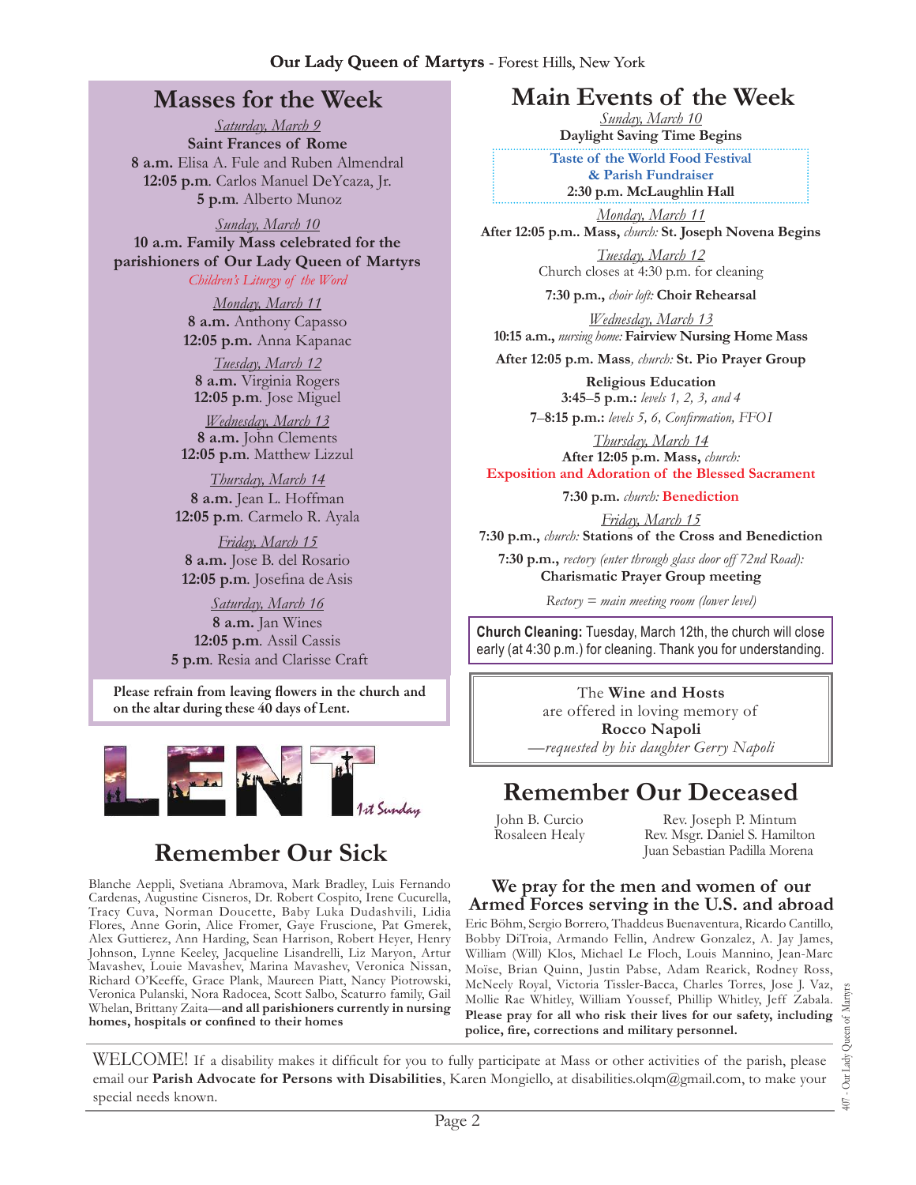## Masses for the Week

*Saturday, March 9*
**Saint Frances of Rome**
**8 a.m.** Elisa A. Fule and Ruben Almendral
**12:05 p.m**. Carlos Manuel DeYcaza, Jr.
**5 p.m**. Alberto Munoz

*Sunday, March 10*
**10 a.m. Family Mass celebrated for the parishioners of Our Lady Queen of Martyrs**
*Children's Liturgy of the Word*

*Monday, March 11*
**8 a.m.** Anthony Capasso
**12:05 p.m.** Anna Kapanac

*Tuesday, March 12*
**8 a.m.** Virginia Rogers
**12:05 p.m**. Jose Miguel

*Wednesday, March 13*
**8 a.m.** John Clements
**12:05 p.m**. Matthew Lizzul

*Thursday, March 14*
**8 a.m.** Jean L. Hoffman
**12:05 p.m**. Carmelo R. Ayala

*Friday, March 15*
**8 a.m.** Jose B. del Rosario
**12:05 p.m**. Josefina de Asis

*Saturday, March 16*
**8 a.m.** Jan Wines
**12:05 p.m**. Assil Cassis
**5 p.m**. Resia and Clarisse Craft

**Please refrain from leaving flowers in the church and on the altar during these 40 days of Lent.**

LENT *1st Sunday*

## Remember Our Sick

Blanche Aeppli, Svetiana Abramova, Mark Bradley, Luis Fernando Cardenas, Augustine Cisneros, Dr. Robert Cospito, Irene Cucurella, Tracy Cuva, Norman Doucette, Baby Luka Dudashvili, Lidia Flores, Anne Gorin, Alice Fromer, Gaye Fruscione, Pat Gmerek, Alex Guttierez, Ann Harding, Sean Harrison, Robert Heyer, Henry Johnson, Lynne Keeley, Jacqueline Lisandrelli, Liz Maryon, Artur Mavashev, Louie Mavashev, Marina Mavashev, Veronica Nissan, Richard O'Keeffe, Grace Plank, Maureen Piatt, Nancy Piotrowski, Veronica Pulanski, Nora Radocea, Scott Salbo, Scaturro family, Gail Whelan, Brittany Zaita—**and all parishioners currently in nursing homes, hospitals or confined to their homes**

## Main Events of the Week

*Sunday, March 10*
**Daylight Saving Time Begins**

**Taste of the World Food Festival & Parish Fundraiser**
**2:30 p.m. McLaughlin Hall**

*Monday, March 11*
**After 12:05 p.m.. Mass,** *church:* **St. Joseph Novena Begins**

*Tuesday, March 12*
Church closes at 4:30 p.m. for cleaning

**7:30 p.m.,** *choir loft:* **Choir Rehearsal**

*Wednesday, March 13*
**10:15 a.m.,** *nursing home:* **Fairview Nursing Home Mass**

**After 12:05 p.m. Mass**, *church:* **St. Pio Prayer Group**

**Religious Education**
**3:45–5 p.m.:** *levels 1, 2, 3, and 4*
**7–8:15 p.m.:** *levels 5, 6, Confirmation, FFO1*

*Thursday, March 14*
**After 12:05 p.m. Mass,** *church:*
**Exposition and Adoration of the Blessed Sacrament**

**7:30 p.m.** *church:* **Benediction**

*Friday, March 15*
**7:30 p.m.,** *church:* **Stations of the Cross and Benediction**

**7:30 p.m.,** *rectory (enter through glass door off 72nd Road):* **Charismatic Prayer Group meeting**

*Rectory = main meeting room (lower level)*

**Church Cleaning:** Tuesday, March 12th, the church will close early (at 4:30 p.m.) for cleaning. Thank you for understanding.

The **Wine and Hosts** are offered in loving memory of **Rocco Napoli**
*—requested by his daughter Gerry Napoli*

## Remember Our Deceased

John B. Curcio
Rosaleen Healy
Rev. Joseph P. Mintum
Rev. Msgr. Daniel S. Hamilton
Juan Sebastian Padilla Morena

## We pray for the men and women of our Armed Forces serving in the U.S. and abroad

Eric Böhm, Sergio Borrero, Thaddeus Buenaventura, Ricardo Cantillo, Bobby DiTroia, Armando Fellin, Andrew Gonzalez, A. Jay James, William (Will) Klos, Michael Le Floch, Louis Mannino, Jean-Marc Moïse, Brian Quinn, Justin Pabse, Adam Rearick, Rodney Ross, McNeely Royal, Victoria Tissler-Bacca, Charles Torres, Jose J. Vaz, Mollie Rae Whitley, William Youssef, Phillip Whitley, Jeff Zabala. **Please pray for all who risk their lives for our safety, including police, fire, corrections and military personnel.**

WELCOME! If a disability makes it difficult for you to fully participate at Mass or other activities of the parish, please email our **Parish Advocate for Persons with Disabilities**, Karen Mongiello, at disabilities.olqm@gmail.com, to make your special needs known.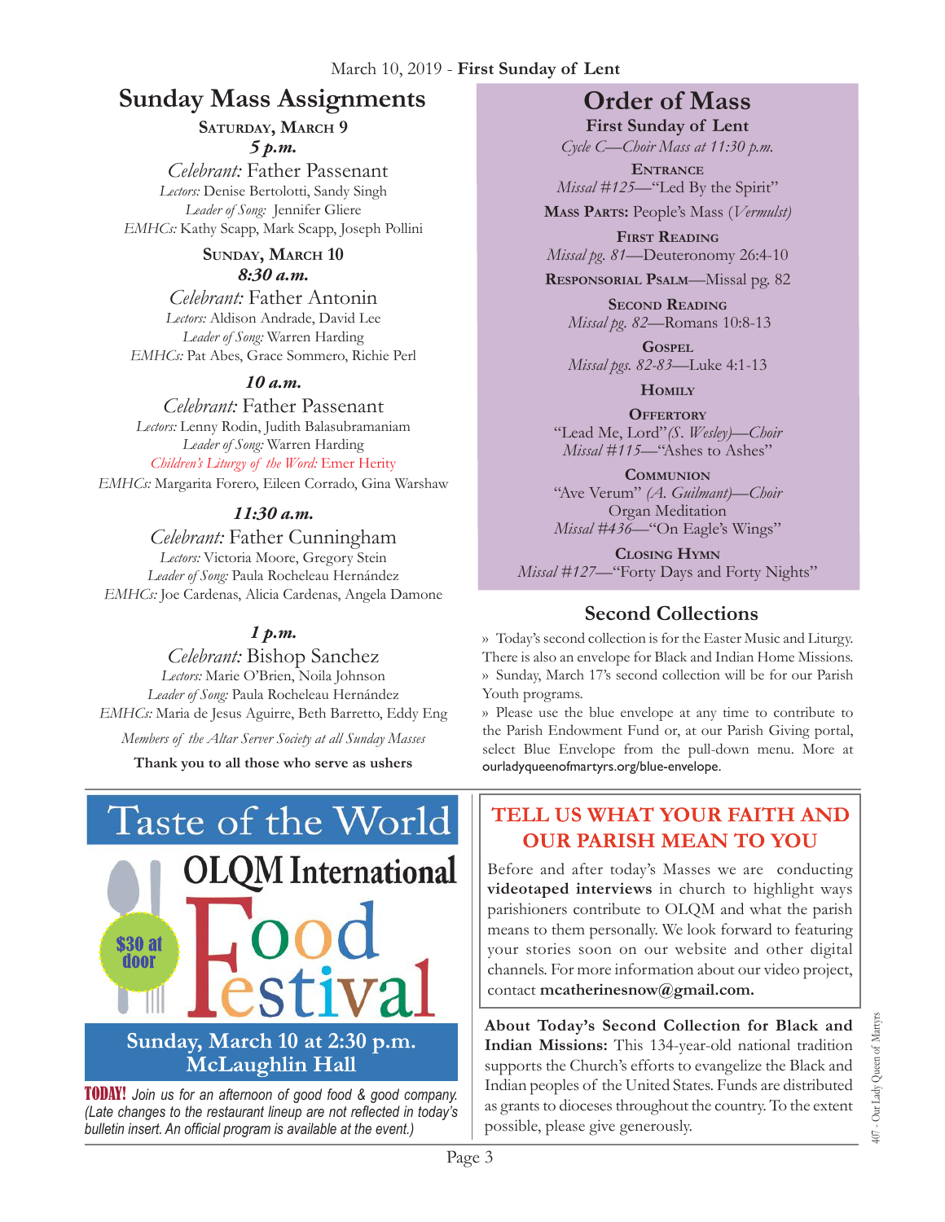March 10, 2019 - **First Sunday of Lent**

## Sunday Mass Assignments

**Saturday, March 9**

***5 p.m.***

*Celebrant:* Father Passenant
*Lectors:* Denise Bertolotti, Sandy Singh
*Leader of Song:* Jennifer Gliere
*EMHCs:* Kathy Scapp, Mark Scapp, Joseph Pollini

**Sunday, March 10**

***8:30 a.m.***

*Celebrant:* Father Antonin
*Lectors:* Aldison Andrade, David Lee
*Leader of Song:* Warren Harding
*EMHCs:* Pat Abes, Grace Sommero, Richie Perl

***10 a.m.***

*Celebrant:* Father Passenant
*Lectors:* Lenny Rodin, Judith Balasubramaniam
*Leader of Song:* Warren Harding
*Children's Liturgy of the Word:* Emer Herity
*EMHCs:* Margarita Forero, Eileen Corrado, Gina Warshaw

***11:30 a.m.***

*Celebrant:* Father Cunningham
*Lectors:* Victoria Moore, Gregory Stein
*Leader of Song:* Paula Rocheleau Hernández
*EMHCs:* Joe Cardenas, Alicia Cardenas, Angela Damone

***1 p.m.***

*Celebrant:* Bishop Sanchez
*Lectors:* Marie O'Brien, Noila Johnson
*Leader of Song:* Paula Rocheleau Hernández
*EMHCs:* Maria de Jesus Aguirre, Beth Barretto, Eddy Eng

*Members of the Altar Server Society at all Sunday Masses*

**Thank you to all those who serve as ushers**

## Order of Mass

**First Sunday of Lent**

*Cycle C—Choir Mass at 11:30 p.m.*

**Entrance**
*Missal #125*—"Led By the Spirit"

**Mass Parts:** People's Mass (*Vermulst*)

**First Reading**
*Missal pg. 81*—Deuteronomy 26:4-10

**Responsorial Psalm**—Missal pg. 82

**Second Reading**
*Missal pg. 82*—Romans 10:8-13

**Gospel**
*Missal pgs. 82-83*—Luke 4:1-13

**Homily**

**Offertory**
"Lead Me, Lord" *(S. Wesley)—Choir*
*Missal #115*—"Ashes to Ashes"

**Communion**
"Ave Verum" *(A. Guilmant)—Choir*
Organ Meditation
*Missal #436*—"On Eagle's Wings"

**Closing Hymn**
*Missal #127*—"Forty Days and Forty Nights"

## Second Collections

» Today's second collection is for the Easter Music and Liturgy. There is also an envelope for Black and Indian Home Missions.

» Sunday, March 17's second collection will be for our Parish Youth programs.

» Please use the blue envelope at any time to contribute to the Parish Endowment Fund or, at our Parish Giving portal, select Blue Envelope from the pull-down menu. More at ourladyqueenofmartyrs.org/blue-envelope.

## Taste of the World

### OLQM International Food Festival

$30 at door

**Sunday, March 10 at 2:30 p.m.**
**McLaughlin Hall**

**TODAY!** *Join us for an afternoon of good food & good company. (Late changes to the restaurant lineup are not reflected in today's bulletin insert. An official program is available at the event.)*

## TELL US WHAT YOUR FAITH AND OUR PARISH MEAN TO YOU

Before and after today's Masses we are conducting **videotaped interviews** in church to highlight ways parishioners contribute to OLQM and what the parish means to them personally. We look forward to featuring your stories soon on our website and other digital channels. For more information about our video project, contact **mcatherinesnow@gmail.com.**

**About Today's Second Collection for Black and Indian Missions:** This 134-year-old national tradition supports the Church's efforts to evangelize the Black and Indian peoples of the United States. Funds are distributed as grants to dioceses throughout the country. To the extent possible, please give generously.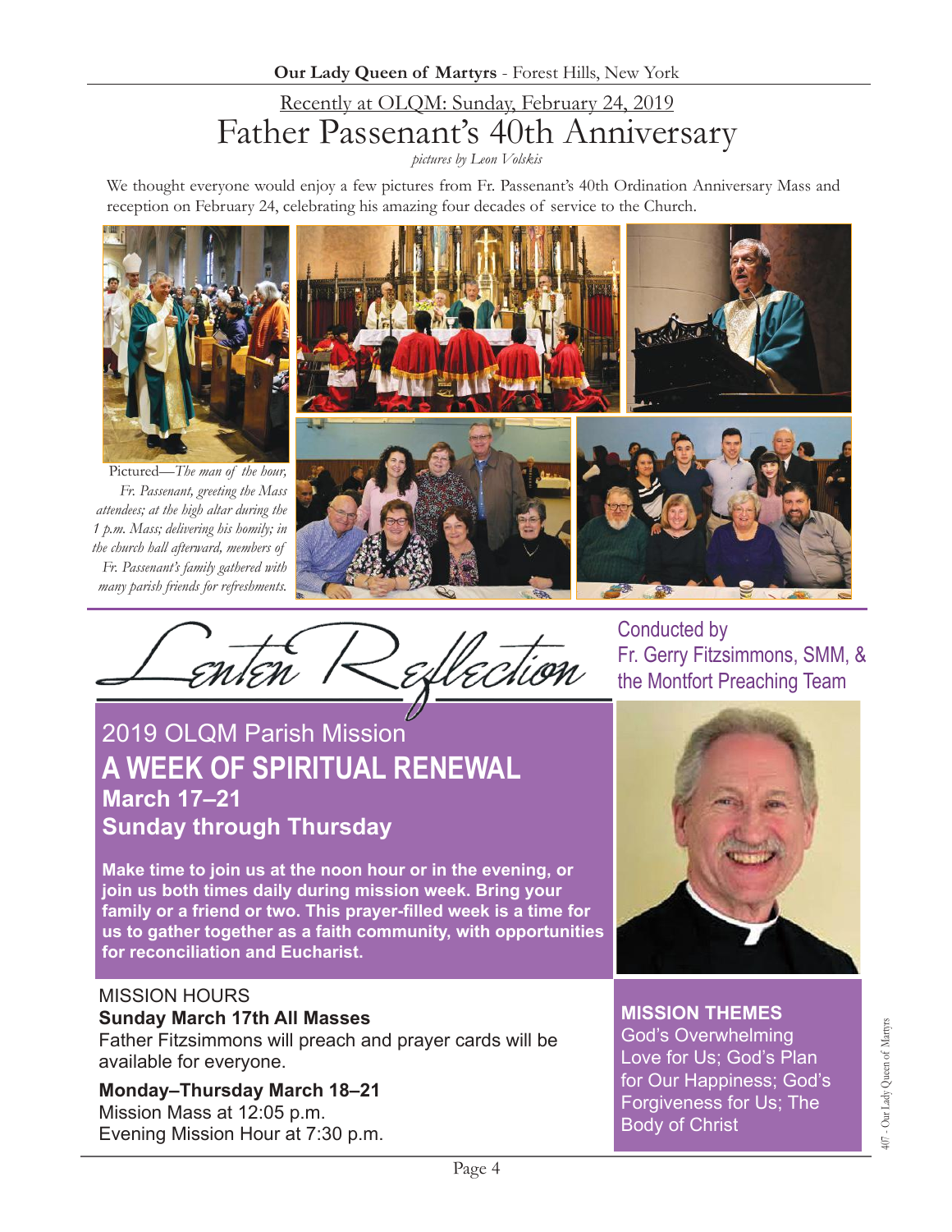Recently at OLQM: Sunday, February 24, 2019

# Father Passenant's 40th Anniversary

*pictures by Leon Volskis*

We thought everyone would enjoy a few pictures from Fr. Passenant's 40th Ordination Anniversary Mass and reception on February 24, celebrating his amazing four decades of service to the Church.

Pictured—*The man of the hour, Fr. Passenant, greeting the Mass attendees; at the high altar during the 1 p.m. Mass; delivering his homily; in the church hall afterward, members of Fr. Passenant's family gathered with many parish friends for refreshments.*

# Lenten Reflection

Conducted by Fr. Gerry Fitzsimmons, SMM, & the Montfort Preaching Team

## 2019 OLQM Parish Mission

## A WEEK OF SPIRITUAL RENEWAL

**March 17–21**

**Sunday through Thursday**

**Make time to join us at the noon hour or in the evening, or join us both times daily during mission week. Bring your family or a friend or two. This prayer-filled week is a time for us to gather together as a faith community, with opportunities for reconciliation and Eucharist.**

MISSION HOURS

**Sunday March 17th All Masses**
Father Fitzsimmons will preach and prayer cards will be available for everyone.

**Monday–Thursday March 18–21**
Mission Mass at 12:05 p.m.
Evening Mission Hour at 7:30 p.m.

**MISSION THEMES**

God's Overwhelming Love for Us; God's Plan for Our Happiness; God's Forgiveness for Us; The Body of Christ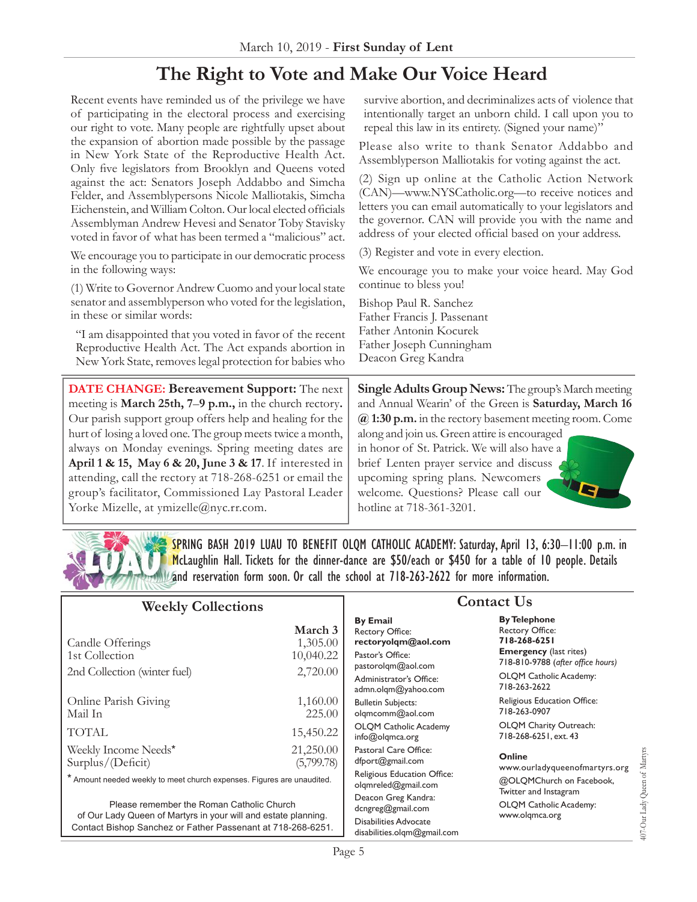March 10, 2019 - **First Sunday of Lent**

# The Right to Vote and Make Our Voice Heard

Recent events have reminded us of the privilege we have of participating in the electoral process and exercising our right to vote. Many people are rightfully upset about the expansion of abortion made possible by the passage in New York State of the Reproductive Health Act. Only five legislators from Brooklyn and Queens voted against the act: Senators Joseph Addabbo and Simcha Felder, and Assemblypersons Nicole Malliotakis, Simcha Eichenstein, and William Colton. Our local elected officials Assemblyman Andrew Hevesi and Senator Toby Stavisky voted in favor of what has been termed a "malicious" act.

We encourage you to participate in our democratic process in the following ways:

(1) Write to Governor Andrew Cuomo and your local state senator and assemblyperson who voted for the legislation, in these or similar words:

> "I am disappointed that you voted in favor of the recent Reproductive Health Act. The Act expands abortion in New York State, removes legal protection for babies who survive abortion, and decriminalizes acts of violence that intentionally target an unborn child. I call upon you to repeal this law in its entirety. (Signed your name)"

Please also write to thank Senator Addabbo and Assemblyperson Malliotakis for voting against the act.

(2) Sign up online at the Catholic Action Network (CAN)—www.NYSCatholic.org—to receive notices and letters you can email automatically to your legislators and the governor. CAN will provide you with the name and address of your elected official based on your address.

(3) Register and vote in every election.

We encourage you to make your voice heard. May God continue to bless you!

Bishop Paul R. Sanchez
Father Francis J. Passenant
Father Antonin Kocurek
Father Joseph Cunningham
Deacon Greg Kandra

**DATE CHANGE: Bereavement Support:** The next meeting is **March 25th, 7–9 p.m.,** in the church rectory**.** Our parish support group offers help and healing for the hurt of losing a loved one. The group meets twice a month, always on Monday evenings. Spring meeting dates are **April 1 & 15, May 6 & 20, June 3 & 17**. If interested in attending, call the rectory at 718-268-6251 or email the group's facilitator, Commissioned Lay Pastoral Leader Yorke Mizelle, at ymizelle@nyc.rr.com.

**Single Adults Group News:** The group's March meeting and Annual Wearin' of the Green is **Saturday, March 16 @ 1:30 p.m.** in the rectory basement meeting room. Come along and join us. Green attire is encouraged in honor of St. Patrick. We will also have a brief Lenten prayer service and discuss upcoming spring plans. Newcomers welcome. Questions? Please call our hotline at 718-361-3201.

SPRING BASH 2019 LUAU TO BENEFIT OLQM CATHOLIC ACADEMY: Saturday, April 13, 6:30–11:00 p.m. in McLaughlin Hall. Tickets for the dinner-dance are $50/each or $450 for a table of 10 people. Details and reservation form soon. Or call the school at 718-263-2622 for more information.

## Weekly Collections

| | March 3 |
|---|---|
| Candle Offerings | 1,305.00 |
| 1st Collection | 10,040.22 |
| 2nd Collection (winter fuel) | 2,720.00 |
| Online Parish Giving | 1,160.00 |
| Mail In | 225.00 |
| TOTAL | 15,450.22 |
| Weekly Income Needs* | 21,250.00 |
| Surplus/(Deficit) | (5,799.78) |

\* Amount needed weekly to meet church expenses. Figures are unaudited.

Please remember the Roman Catholic Church of Our Lady Queen of Martyrs in your will and estate planning. Contact Bishop Sanchez or Father Passenant at 718-268-6251.

## Contact Us

**By Email**

Rectory Office: **rectoryolqm@aol.com**
Pastor's Office: pastorolqm@aol.com
Administrator's Office: admn.olqm@yahoo.com
Bulletin Subjects: olqmcomm@aol.com
OLQM Catholic Academy info@olqmca.org
Pastoral Care Office: dfport@gmail.com
Religious Education Office: olqmreled@gmail.com
Deacon Greg Kandra: dcngreg@gmail.com
Disabilities Advocate disabilities.olqm@gmail.com

**By Telephone**

Rectory Office: **718-268-6251**
**Emergency** (last rites) 718-810-9788 (*after office hours*)
OLQM Catholic Academy: 718-263-2622
Religious Education Office: 718-263-0907
OLQM Charity Outreach: 718-268-6251, ext. 43

**Online**

www.ourladyqueenofmartyrs.org
@OLQMChurch on Facebook, Twitter and Instagram
OLQM Catholic Academy: www.olqmca.org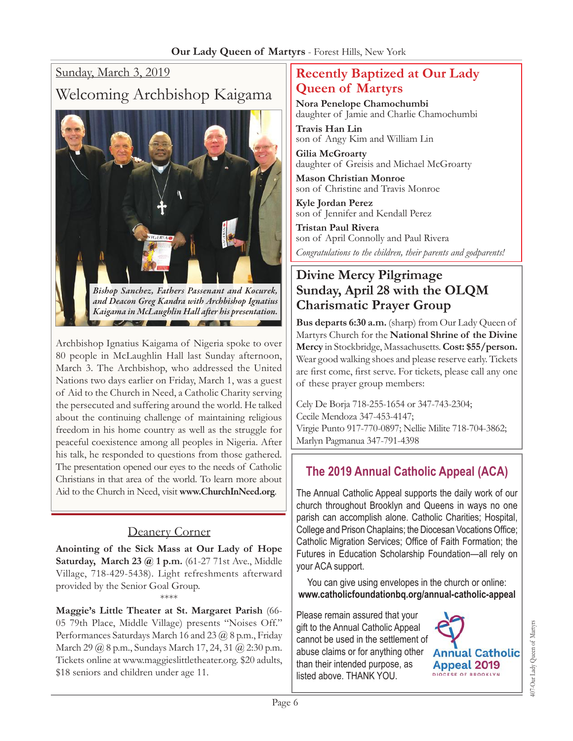Sunday, March 3, 2019

# Welcoming Archbishop Kaigama

*Bishop Sanchez, Fathers Passenant and Kocurek, and Deacon Greg Kandra with Archbishop Ignatius Kaigama in McLaughlin Hall after his presentation.*

Archbishop Ignatius Kaigama of Nigeria spoke to over 80 people in McLaughlin Hall last Sunday afternoon, March 3. The Archbishop, who addressed the United Nations two days earlier on Friday, March 1, was a guest of Aid to the Church in Need, a Catholic Charity serving the persecuted and suffering around the world. He talked about the continuing challenge of maintaining religious freedom in his home country as well as the struggle for peaceful coexistence among all peoples in Nigeria. After his talk, he responded to questions from those gathered. The presentation opened our eyes to the needs of Catholic Christians in that area of the world. To learn more about Aid to the Church in Need, visit **www.ChurchInNeed.org**.

## Deanery Corner

**Anointing of the Sick Mass at Our Lady of Hope Saturday, March 23 @ 1 p.m.** (61-27 71st Ave., Middle Village, 718-429-5438). Light refreshments afterward provided by the Senior Goal Group.

\*\*\*\*

**Maggie's Little Theater at St. Margaret Parish** (66-05 79th Place, Middle Village) presents "Noises Off." Performances Saturdays March 16 and 23 @ 8 p.m., Friday March 29 @ 8 p.m., Sundays March 17, 24, 31 @ 2:30 p.m. Tickets online at www.maggieslittletheater.org. $20 adults, $18 seniors and children under age 11.

## Recently Baptized at Our Lady Queen of Martyrs

**Nora Penelope Chamochumbi**
daughter of Jamie and Charlie Chamochumbi

**Travis Han Lin**
son of Angy Kim and William Lin

**Gilia McGroarty**
daughter of Greisis and Michael McGroarty

**Mason Christian Monroe**
son of Christine and Travis Monroe

**Kyle Jordan Perez**
son of Jennifer and Kendall Perez

**Tristan Paul Rivera**
son of April Connolly and Paul Rivera

*Congratulations to the children, their parents and godparents!*

## Divine Mercy Pilgrimage Sunday, April 28 with the OLQM Charismatic Prayer Group

**Bus departs 6:30 a.m.** (sharp) from Our Lady Queen of Martyrs Church for the **National Shrine of the Divine Mercy** in Stockbridge, Massachusetts. **Cost: $55/person.** Wear good walking shoes and please reserve early. Tickets are first come, first serve. For tickets, please call any one of these prayer group members:

Cely De Borja 718-255-1654 or 347-743-2304;
Cecile Mendoza 347-453-4147;
Virgie Punto 917-770-0897; Nellie Milite 718-704-3862;
Marlyn Pagmanua 347-791-4398

## The 2019 Annual Catholic Appeal (ACA)

The Annual Catholic Appeal supports the daily work of our church throughout Brooklyn and Queens in ways no one parish can accomplish alone. Catholic Charities; Hospital, College and Prison Chaplains; the Diocesan Vocations Office; Catholic Migration Services; Office of Faith Formation; the Futures in Education Scholarship Foundation—all rely on your ACA support.

You can give using envelopes in the church or online:
**www.catholicfoundationbq.org/annual-catholic-appeal**

Please remain assured that your gift to the Annual Catholic Appeal cannot be used in the settlement of abuse claims or for anything other than their intended purpose, as listed above. THANK YOU.

Annual Catholic Appeal 2019
DIOCESE OF BROOKLYN